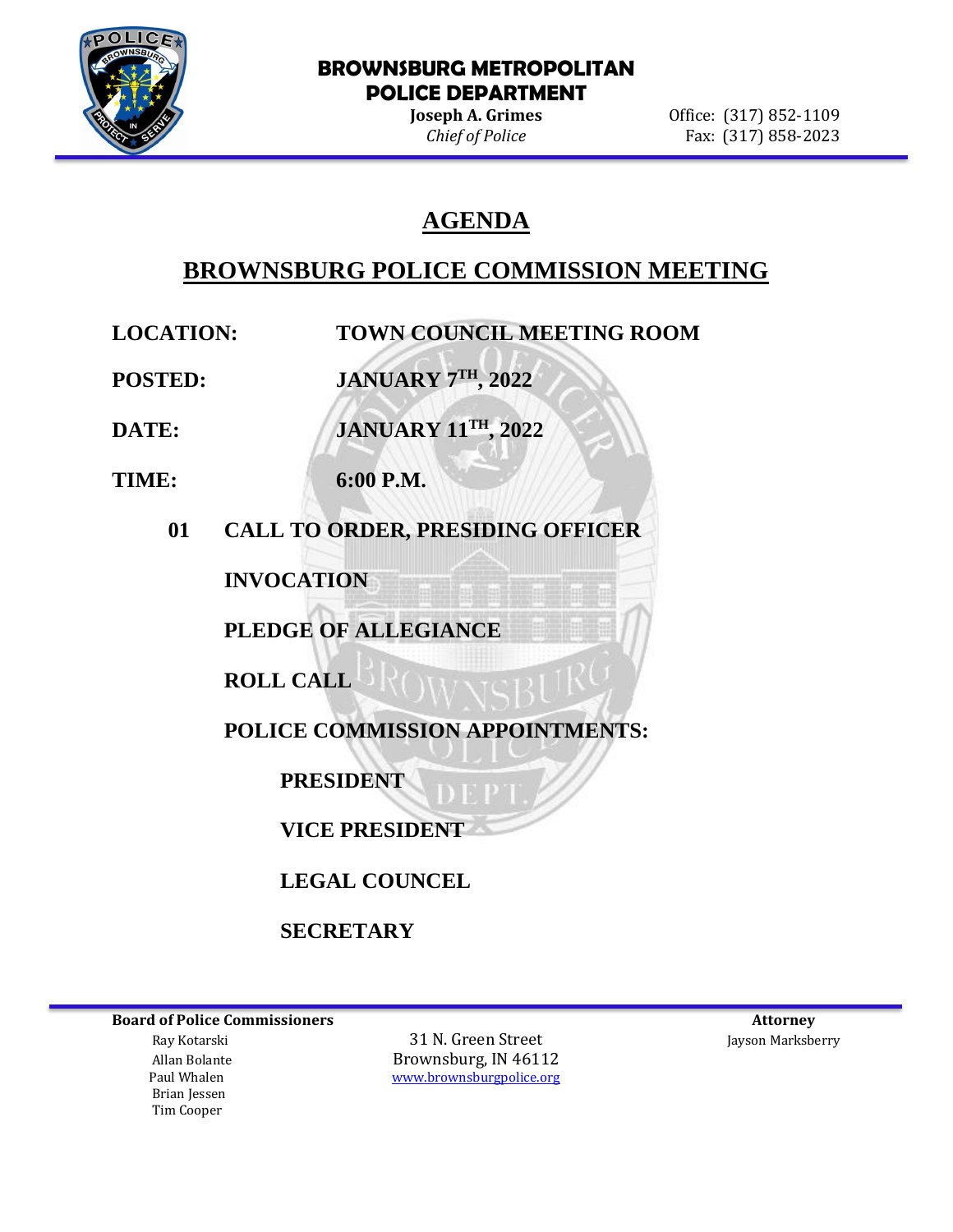**BROWNSBURG METROPOLITAN POLICE DEPARTMENT**

**Joseph A. Grimes**
*Chief of Police*

Office: (317) 852-1109
Fax: (317) 858-2023

# AGENDA

## BROWNSBURG POLICE COMMISSION MEETING

**LOCATION:** TOWN COUNCIL MEETING ROOM

**POSTED:** JANUARY 7TH, 2022

**DATE:** JANUARY 11TH, 2022

**TIME:** 6:00 P.M.

**01 CALL TO ORDER, PRESIDING OFFICER**

**INVOCATION**

**PLEDGE OF ALLEGIANCE**

**ROLL CALL**

**POLICE COMMISSION APPOINTMENTS:**

- **PRESIDENT**
- **VICE PRESIDENT**
- **LEGAL COUNCEL**
- **SECRETARY**

---

**Board of Police Commissioners**
Ray Kotarski
Allan Bolante
Paul Whalen
Brian Jessen
Tim Cooper

31 N. Green Street
Brownsburg, IN 46112
www.brownsburgpolice.org

**Attorney**
Jayson Marksberry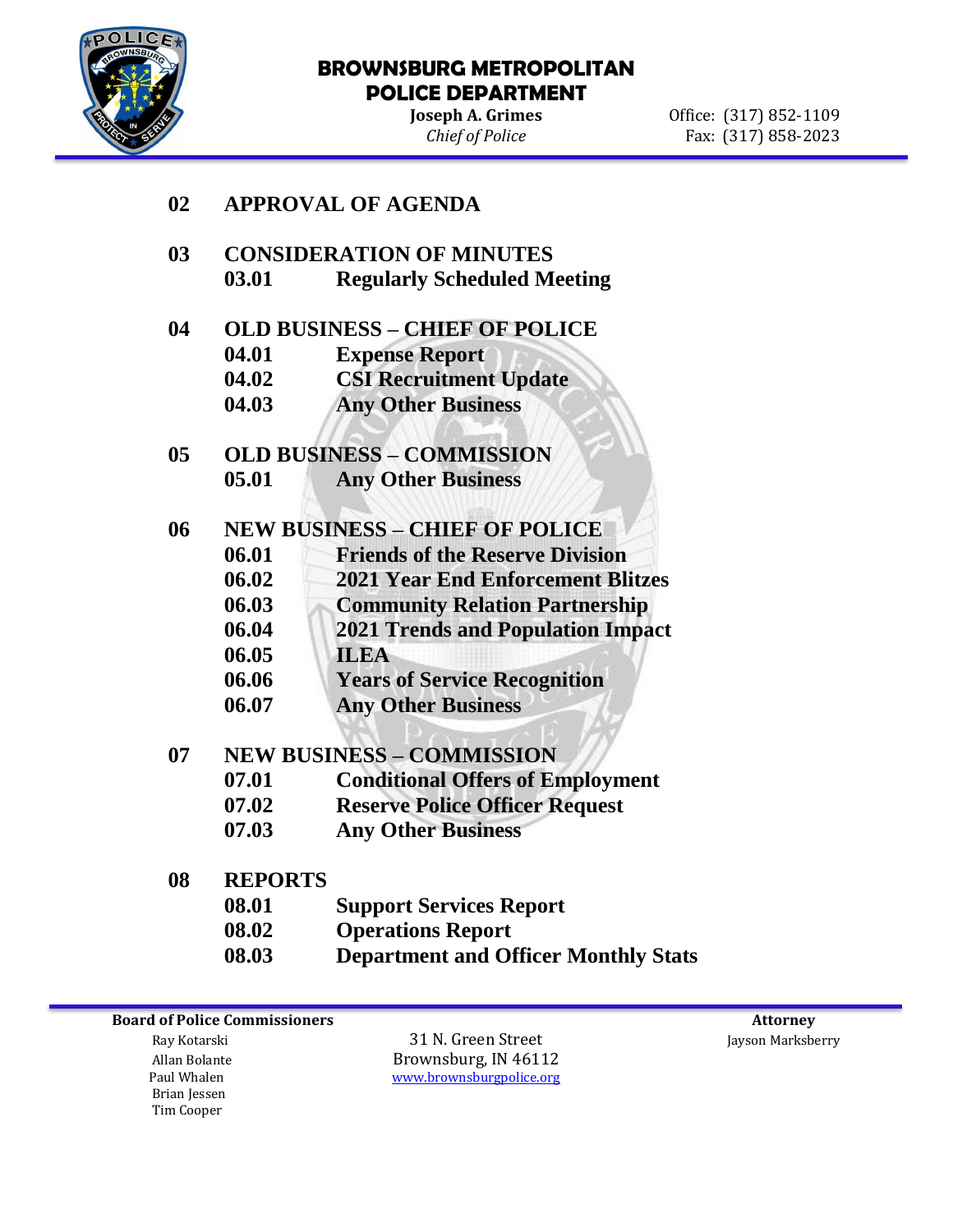# BROWNSBURG METROPOLITAN POLICE DEPARTMENT

**Joseph A. Grimes**
*Chief of Police*

Office: (317) 852-1109
Fax: (317) 858-2023

**02 APPROVAL OF AGENDA**

**03 CONSIDERATION OF MINUTES**
- **03.01 Regularly Scheduled Meeting**

**04 OLD BUSINESS – CHIEF OF POLICE**
- **04.01 Expense Report**
- **04.02 CSI Recruitment Update**
- **04.03 Any Other Business**

**05 OLD BUSINESS – COMMISSION**
- **05.01 Any Other Business**

**06 NEW BUSINESS – CHIEF OF POLICE**
- **06.01 Friends of the Reserve Division**
- **06.02 2021 Year End Enforcement Blitzes**
- **06.03 Community Relation Partnership**
- **06.04 2021 Trends and Population Impact**
- **06.05 ILEA**
- **06.06 Years of Service Recognition**
- **06.07 Any Other Business**

**07 NEW BUSINESS – COMMISSION**
- **07.01 Conditional Offers of Employment**
- **07.02 Reserve Police Officer Request**
- **07.03 Any Other Business**

**08 REPORTS**
- **08.01 Support Services Report**
- **08.02 Operations Report**
- **08.03 Department and Officer Monthly Stats**

**Board of Police Commissioners**
Ray Kotarski
Allan Bolante
Paul Whalen
Brian Jessen
Tim Cooper

31 N. Green Street
Brownsburg, IN 46112
www.brownsburgpolice.org

**Attorney**
Jayson Marksberry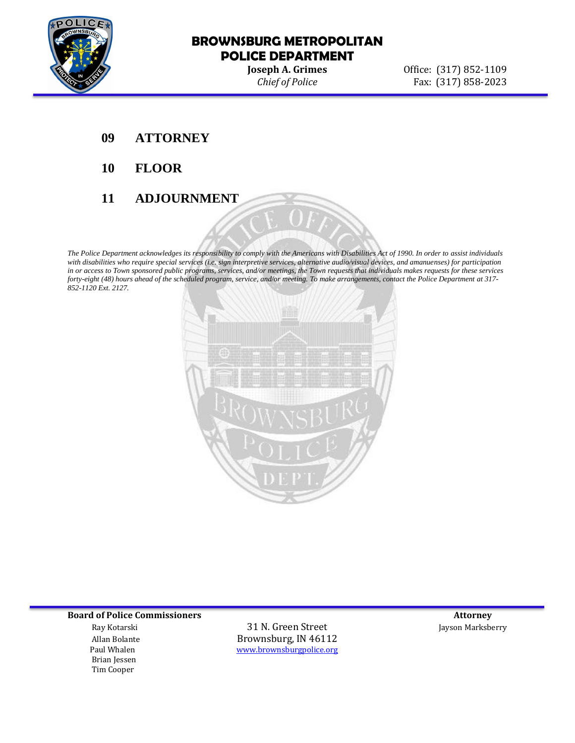**BROWNSBURG METROPOLITAN POLICE DEPARTMENT**

**Joseph A. Grimes**
*Chief of Police*

Office: (317) 852-1109
Fax: (317) 858-2023

## 09 ATTORNEY

## 10 FLOOR

## 11 ADJOURNMENT

*The Police Department acknowledges its responsibility to comply with the Americans with Disabilities Act of 1990. In order to assist individuals with disabilities who require special services (i.e. sign interpretive services, alternative audio/visual devices, and amanuenses) for participation in or access to Town sponsored public programs, services, and/or meetings, the Town requests that individuals makes requests for these services forty-eight (48) hours ahead of the scheduled program, service, and/or meeting. To make arrangements, contact the Police Department at 317-852-1120 Ext. 2127.*

**Board of Police Commissioners**
Ray Kotarski
Allan Bolante
Paul Whalen
Brian Jessen
Tim Cooper

31 N. Green Street
Brownsburg, IN 46112
www.brownsburgpolice.org

**Attorney**
Jayson Marksberry